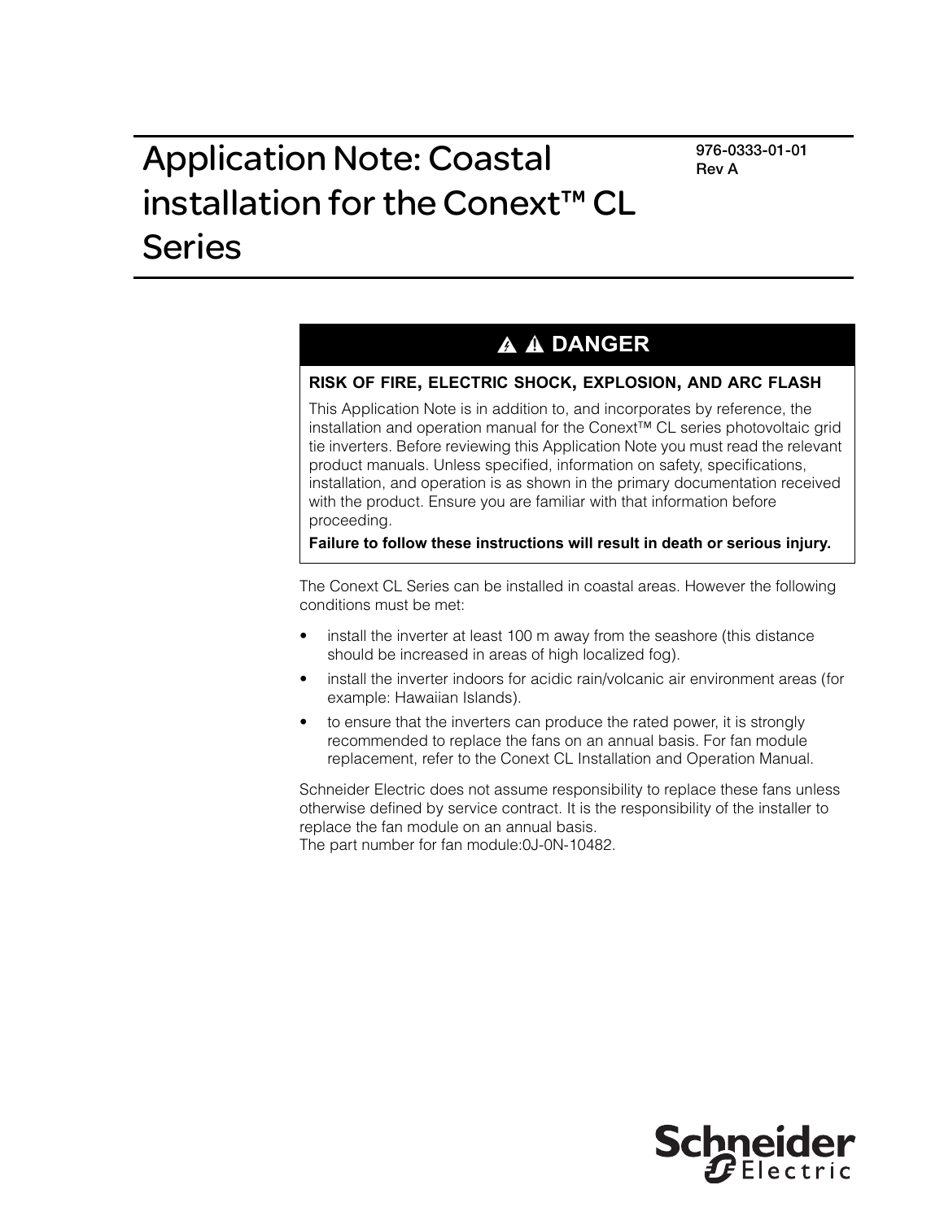# Application Note: Coastal installation for the Conext™ CL Series

976-0333-01-01
Rev A

**⚠ ⚠ DANGER**

**RISK OF FIRE, ELECTRIC SHOCK, EXPLOSION, AND ARC FLASH**

This Application Note is in addition to, and incorporates by reference, the installation and operation manual for the Conext™ CL series photovoltaic grid tie inverters. Before reviewing this Application Note you must read the relevant product manuals. Unless specified, information on safety, specifications, installation, and operation is as shown in the primary documentation received with the product. Ensure you are familiar with that information before proceeding.

**Failure to follow these instructions will result in death or serious injury.**

The Conext CL Series can be installed in coastal areas. However the following conditions must be met:

- install the inverter at least 100 m away from the seashore (this distance should be increased in areas of high localized fog).
- install the inverter indoors for acidic rain/volcanic air environment areas (for example: Hawaiian Islands).
- to ensure that the inverters can produce the rated power, it is strongly recommended to replace the fans on an annual basis. For fan module replacement, refer to the Conext CL Installation and Operation Manual.

Schneider Electric does not assume responsibility to replace these fans unless otherwise defined by service contract. It is the responsibility of the installer to replace the fan module on an annual basis.
The part number for fan module:0J-0N-10482.

Schneider Electric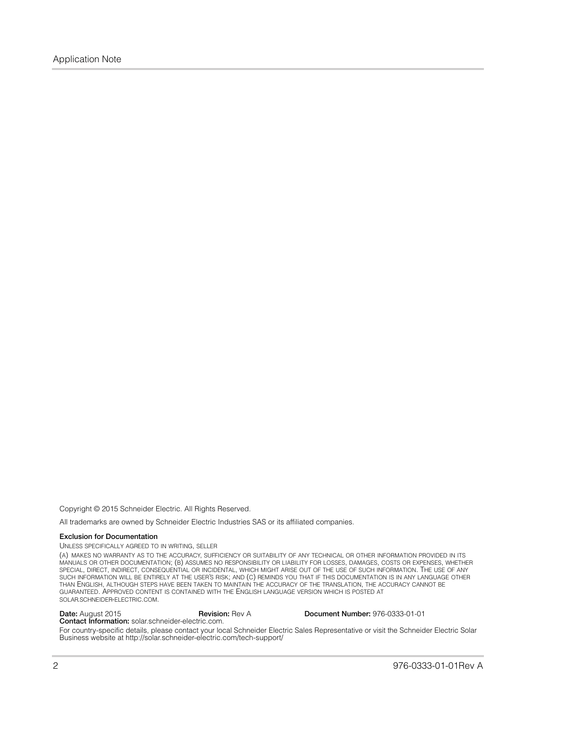Copyright © 2015 Schneider Electric. All Rights Reserved.

All trademarks are owned by Schneider Electric Industries SAS or its affiliated companies.

**Exclusion for Documentation**

UNLESS SPECIFICALLY AGREED TO IN WRITING, SELLER

(A) MAKES NO WARRANTY AS TO THE ACCURACY, SUFFICIENCY OR SUITABILITY OF ANY TECHNICAL OR OTHER INFORMATION PROVIDED IN ITS MANUALS OR OTHER DOCUMENTATION; (B) ASSUMES NO RESPONSIBILITY OR LIABILITY FOR LOSSES, DAMAGES, COSTS OR EXPENSES, WHETHER SPECIAL, DIRECT, INDIRECT, CONSEQUENTIAL OR INCIDENTAL, WHICH MIGHT ARISE OUT OF THE USE OF SUCH INFORMATION. THE USE OF ANY SUCH INFORMATION WILL BE ENTIRELY AT THE USER'S RISK; AND (C) REMINDS YOU THAT IF THIS DOCUMENTATION IS IN ANY LANGUAGE OTHER THAN ENGLISH, ALTHOUGH STEPS HAVE BEEN TAKEN TO MAINTAIN THE ACCURACY OF THE TRANSLATION, THE ACCURACY CANNOT BE GUARANTEED. APPROVED CONTENT IS CONTAINED WITH THE ENGLISH LANGUAGE VERSION WHICH IS POSTED AT SOLAR.SCHNEIDER-ELECTRIC.COM.

**Date:** August 2015 **Revision:** Rev A **Document Number:** 976-0333-01-01
**Contact Information:** solar.schneider-electric.com.

For country-specific details, please contact your local Schneider Electric Sales Representative or visit the Schneider Electric Solar Business website at http://solar.schneider-electric.com/tech-support/